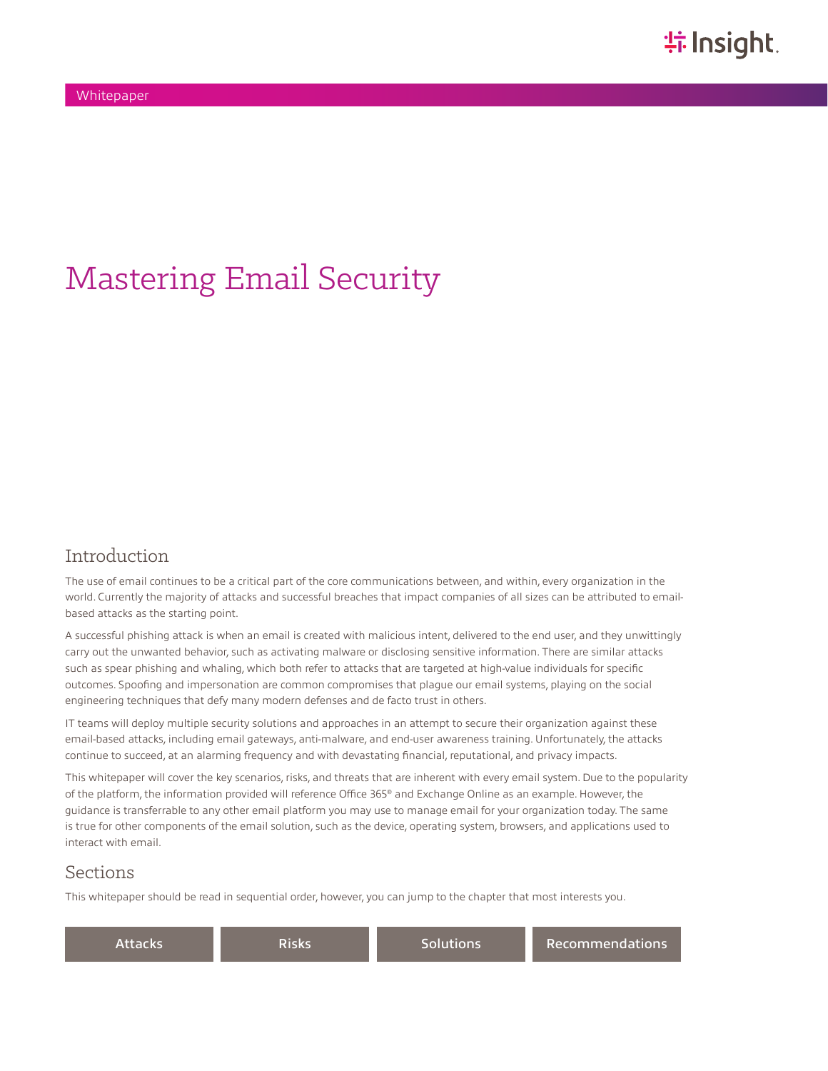Whitepaper

# Mastering Email Security

## Introduction

The use of email continues to be a critical part of the core communications between, and within, every organization in the world. Currently the majority of attacks and successful breaches that impact companies of all sizes can be attributed to email-based attacks as the starting point.

A successful phishing attack is when an email is created with malicious intent, delivered to the end user, and they unwittingly carry out the unwanted behavior, such as activating malware or disclosing sensitive information. There are similar attacks such as spear phishing and whaling, which both refer to attacks that are targeted at high-value individuals for specific outcomes. Spoofing and impersonation are common compromises that plague our email systems, playing on the social engineering techniques that defy many modern defenses and de facto trust in others.

IT teams will deploy multiple security solutions and approaches in an attempt to secure their organization against these email-based attacks, including email gateways, anti-malware, and end-user awareness training. Unfortunately, the attacks continue to succeed, at an alarming frequency and with devastating financial, reputational, and privacy impacts.

This whitepaper will cover the key scenarios, risks, and threats that are inherent with every email system. Due to the popularity of the platform, the information provided will reference Office 365® and Exchange Online as an example. However, the guidance is transferrable to any other email platform you may use to manage email for your organization today. The same is true for other components of the email solution, such as the device, operating system, browsers, and applications used to interact with email.

## Sections

This whitepaper should be read in sequential order, however, you can jump to the chapter that most interests you.

Attacks | Risks | Solutions | Recommendations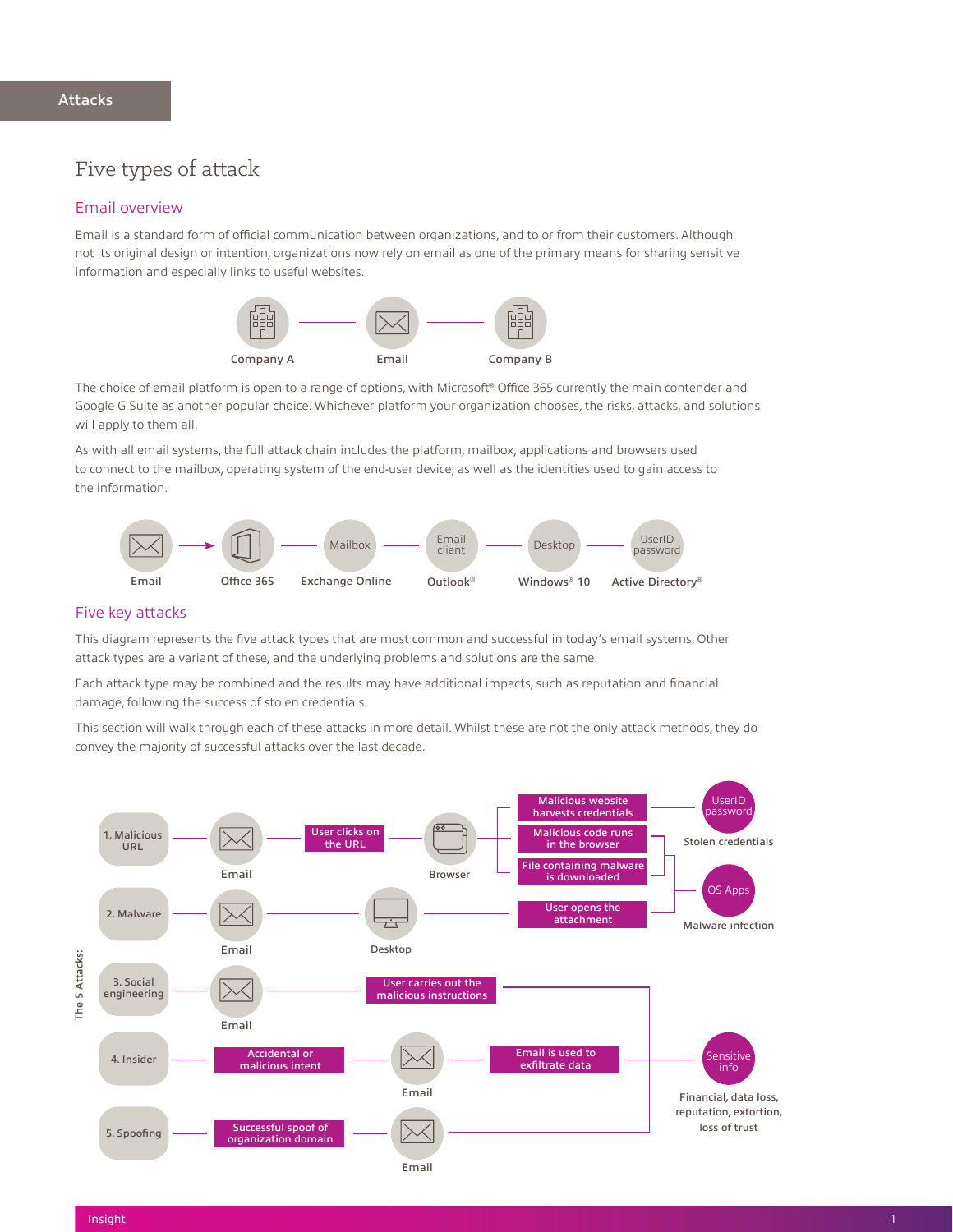Attacks

# Five types of attack

## Email overview

Email is a standard form of official communication between organizations, and to or from their customers. Although not its original design or intention, organizations now rely on email as one of the primary means for sharing sensitive information and especially links to useful websites.

Company A — Email — Company B

The choice of email platform is open to a range of options, with Microsoft® Office 365 currently the main contender and Google G Suite as another popular choice. Whichever platform your organization chooses, the risks, attacks, and solutions will apply to them all.

As with all email systems, the full attack chain includes the platform, mailbox, applications and browsers used to connect to the mailbox, operating system of the end-user device, as well as the identities used to gain access to the information.

Email → Office 365 — Mailbox: Exchange Online — Email client: Outlook® — Desktop: Windows® 10 — UserID password: Active Directory®

## Five key attacks

This diagram represents the five attack types that are most common and successful in today's email systems. Other attack types are a variant of these, and the underlying problems and solutions are the same.

Each attack type may be combined and the results may have additional impacts, such as reputation and financial damage, following the success of stolen credentials.

This section will walk through each of these attacks in more detail. Whilst these are not the only attack methods, they do convey the majority of successful attacks over the last decade.

The 5 Attacks:

1. Malicious URL — Email — User clicks on the URL — Browser — Malicious website harvests credentials → UserID password (Stolen credentials); Malicious code runs in the browser / File containing malware is downloaded → OS Apps (Malware infection)
2. Malware — Email — Desktop — User opens the attachment → OS Apps (Malware infection)
3. Social engineering — Email — User carries out the malicious instructions → Sensitive info
4. Insider — Accidental or malicious intent — Email — Email is used to exfiltrate data → Sensitive info
5. Spoofing — Successful spoof of organization domain — Email → Sensitive info

Sensitive info: Financial, data loss, reputation, extortion, loss of trust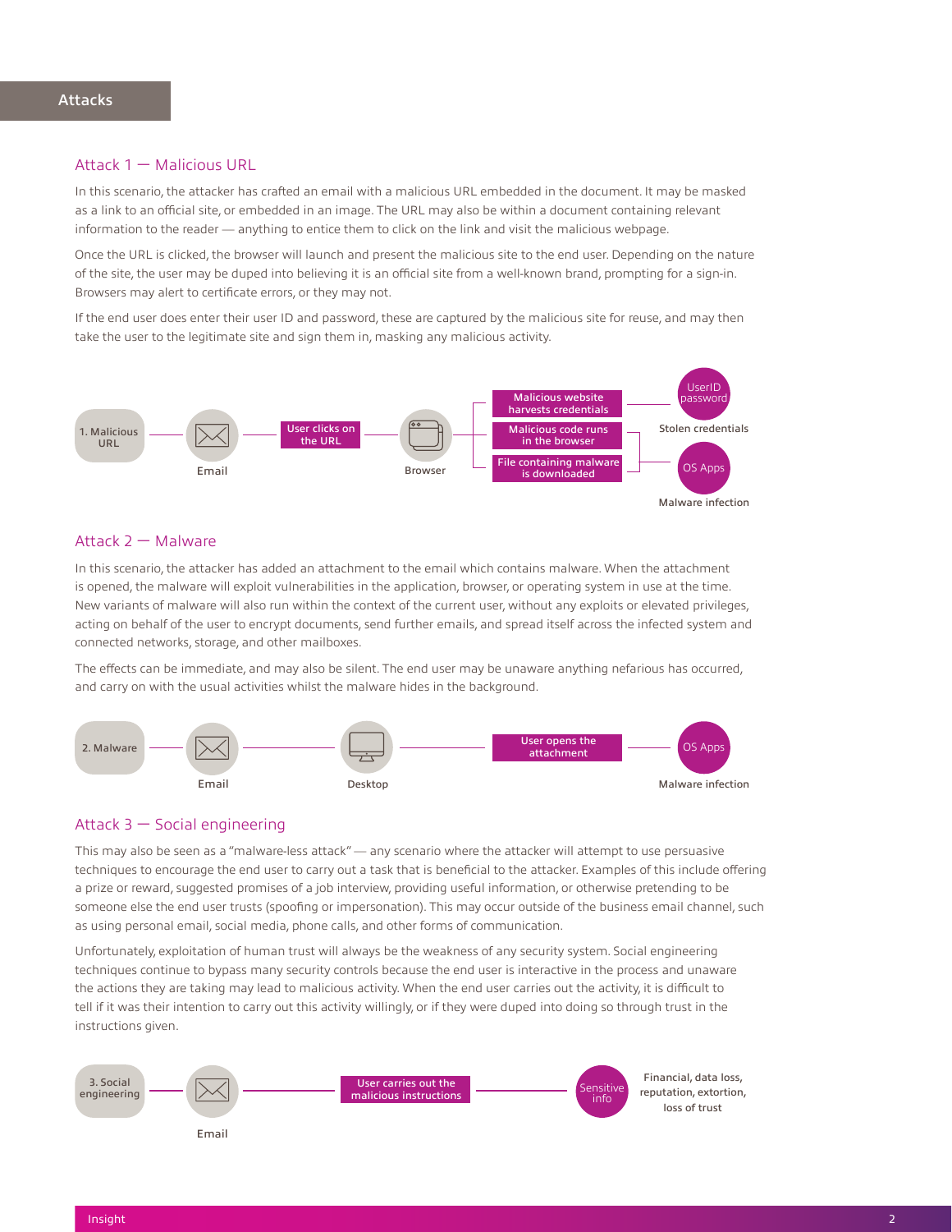## Attacks

### Attack 1 — Malicious URL

In this scenario, the attacker has crafted an email with a malicious URL embedded in the document. It may be masked as a link to an official site, or embedded in an image. The URL may also be within a document containing relevant information to the reader — anything to entice them to click on the link and visit the malicious webpage.

Once the URL is clicked, the browser will launch and present the malicious site to the end user. Depending on the nature of the site, the user may be duped into believing it is an official site from a well-known brand, prompting for a sign-in. Browsers may alert to certificate errors, or they may not.

If the end user does enter their user ID and password, these are captured by the malicious site for reuse, and may then take the user to the legitimate site and sign them in, masking any malicious activity.

1. Malicious URL → Email → User clicks on the URL → Browser → Malicious website harvests credentials / Malicious code runs in the browser / File containing malware is downloaded → UserID password (Stolen credentials) / OS Apps (Malware infection)

### Attack 2 — Malware

In this scenario, the attacker has added an attachment to the email which contains malware. When the attachment is opened, the malware will exploit vulnerabilities in the application, browser, or operating system in use at the time. New variants of malware will also run within the context of the current user, without any exploits or elevated privileges, acting on behalf of the user to encrypt documents, send further emails, and spread itself across the infected system and connected networks, storage, and other mailboxes.

The effects can be immediate, and may also be silent. The end user may be unaware anything nefarious has occurred, and carry on with the usual activities whilst the malware hides in the background.

2. Malware → Email → Desktop → User opens the attachment → OS Apps (Malware infection)

### Attack 3 — Social engineering

This may also be seen as a "malware-less attack" — any scenario where the attacker will attempt to use persuasive techniques to encourage the end user to carry out a task that is beneficial to the attacker. Examples of this include offering a prize or reward, suggested promises of a job interview, providing useful information, or otherwise pretending to be someone else the end user trusts (spoofing or impersonation). This may occur outside of the business email channel, such as using personal email, social media, phone calls, and other forms of communication.

Unfortunately, exploitation of human trust will always be the weakness of any security system. Social engineering techniques continue to bypass many security controls because the end user is interactive in the process and unaware the actions they are taking may lead to malicious activity. When the end user carries out the activity, it is difficult to tell if it was their intention to carry out this activity willingly, or if they were duped into doing so through trust in the instructions given.

3. Social engineering → Email → User carries out the malicious instructions → Sensitive info → Financial, data loss, reputation, extortion, loss of trust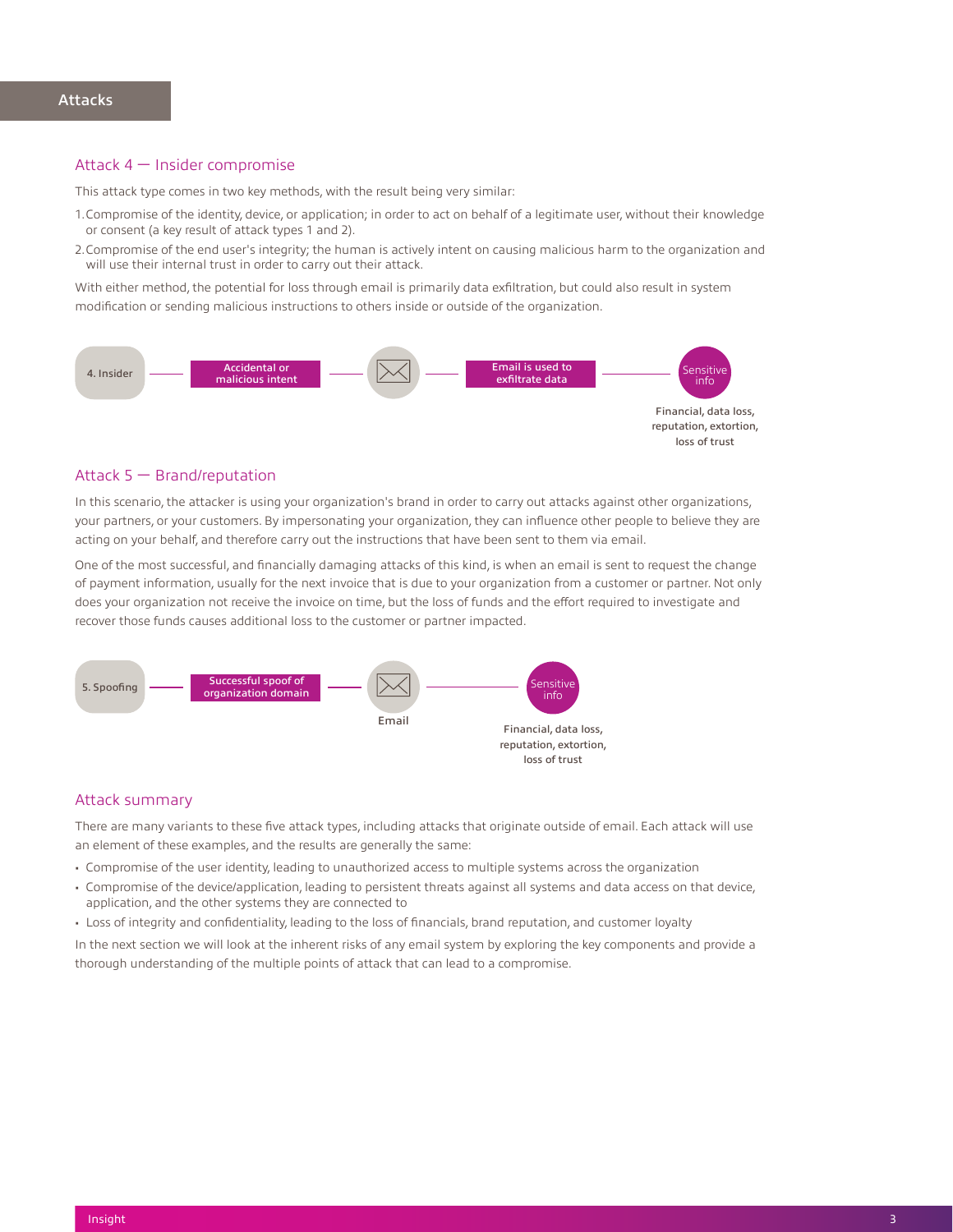## Attacks

### Attack 4 — Insider compromise

This attack type comes in two key methods, with the result being very similar:

1. Compromise of the identity, device, or application; in order to act on behalf of a legitimate user, without their knowledge or consent (a key result of attack types 1 and 2).
2. Compromise of the end user's integrity; the human is actively intent on causing malicious harm to the organization and will use their internal trust in order to carry out their attack.

With either method, the potential for loss through email is primarily data exfiltration, but could also result in system modification or sending malicious instructions to others inside or outside of the organization.

4. Insider — Accidental or malicious intent — Email is used to exfiltrate data — Sensitive info

Financial, data loss, reputation, extortion, loss of trust

### Attack 5 — Brand/reputation

In this scenario, the attacker is using your organization's brand in order to carry out attacks against other organizations, your partners, or your customers. By impersonating your organization, they can influence other people to believe they are acting on your behalf, and therefore carry out the instructions that have been sent to them via email.

One of the most successful, and financially damaging attacks of this kind, is when an email is sent to request the change of payment information, usually for the next invoice that is due to your organization from a customer or partner. Not only does your organization not receive the invoice on time, but the loss of funds and the effort required to investigate and recover those funds causes additional loss to the customer or partner impacted.

5. Spoofing — Successful spoof of organization domain — Email — Sensitive info

Financial, data loss, reputation, extortion, loss of trust

### Attack summary

There are many variants to these five attack types, including attacks that originate outside of email. Each attack will use an element of these examples, and the results are generally the same:

- Compromise of the user identity, leading to unauthorized access to multiple systems across the organization
- Compromise of the device/application, leading to persistent threats against all systems and data access on that device, application, and the other systems they are connected to
- Loss of integrity and confidentiality, leading to the loss of financials, brand reputation, and customer loyalty

In the next section we will look at the inherent risks of any email system by exploring the key components and provide a thorough understanding of the multiple points of attack that can lead to a compromise.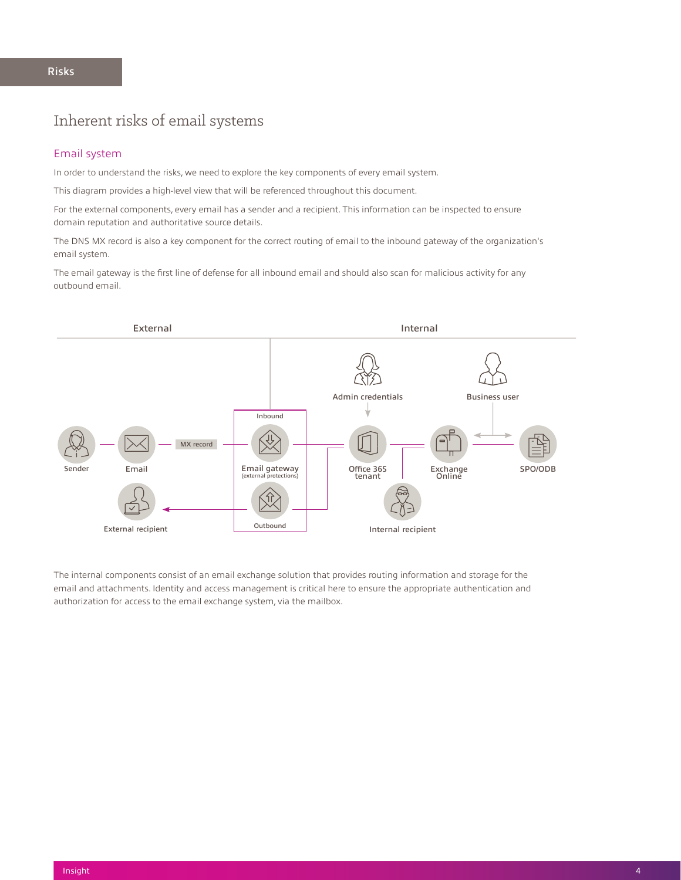# Inherent risks of email systems

## Email system

In order to understand the risks, we need to explore the key components of every email system.

This diagram provides a high-level view that will be referenced throughout this document.

For the external components, every email has a sender and a recipient. This information can be inspected to ensure domain reputation and authoritative source details.

The DNS MX record is also a key component for the correct routing of email to the inbound gateway of the organization's email system.

The email gateway is the first line of defense for all inbound email and should also scan for malicious activity for any outbound email.

External

Internal

Admin credentials

Business user

Inbound

Sender

Email

MX record

Email gateway
(external protections)

Office 365 tenant

Exchange Online

SPO/ODB

External recipient

Outbound

Internal recipient

The internal components consist of an email exchange solution that provides routing information and storage for the email and attachments. Identity and access management is critical here to ensure the appropriate authentication and authorization for access to the email exchange system, via the mailbox.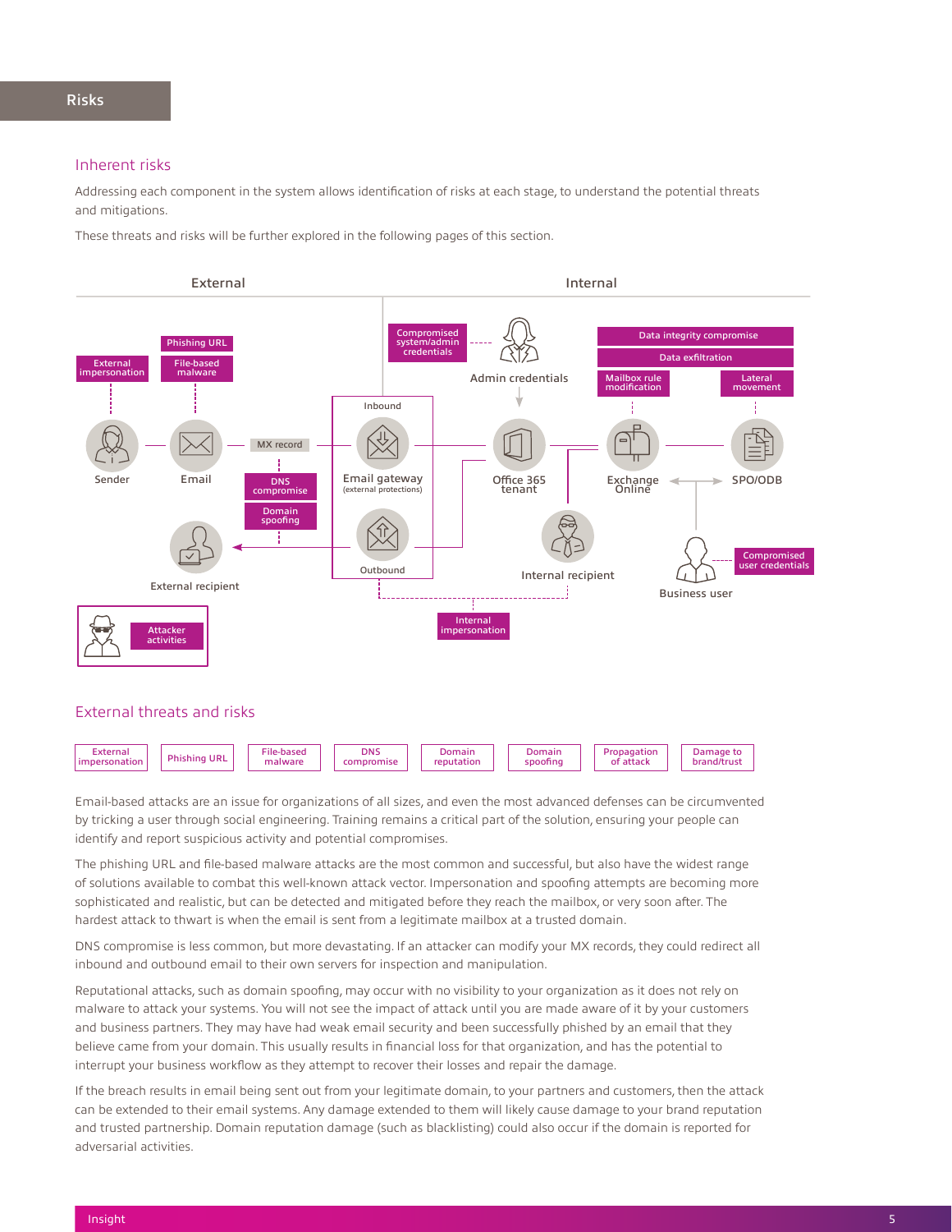## Risks

### Inherent risks

Addressing each component in the system allows identification of risks at each stage, to understand the potential threats and mitigations.

These threats and risks will be further explored in the following pages of this section.

External | Internal

Phishing URL
External impersonation
File-based malware
Sender
Email
MX record
DNS compromise
Domain spoofing
External recipient
Attacker activities
Inbound
Email gateway (external protections)
Outbound
Compromised system/admin credentials
Admin credentials
Office 365 tenant
Internal recipient
Internal impersonation
Data integrity compromise
Data exfiltration
Mailbox rule modification
Lateral movement
Exchange Online
SPO/ODB
Business user
Compromised user credentials

### External threats and risks

External impersonation | Phishing URL | File-based malware | DNS compromise | Domain reputation | Domain spoofing | Propagation of attack | Damage to brand/trust

Email-based attacks are an issue for organizations of all sizes, and even the most advanced defenses can be circumvented by tricking a user through social engineering. Training remains a critical part of the solution, ensuring your people can identify and report suspicious activity and potential compromises.

The phishing URL and file-based malware attacks are the most common and successful, but also have the widest range of solutions available to combat this well-known attack vector. Impersonation and spoofing attempts are becoming more sophisticated and realistic, but can be detected and mitigated before they reach the mailbox, or very soon after. The hardest attack to thwart is when the email is sent from a legitimate mailbox at a trusted domain.

DNS compromise is less common, but more devastating. If an attacker can modify your MX records, they could redirect all inbound and outbound email to their own servers for inspection and manipulation.

Reputational attacks, such as domain spoofing, may occur with no visibility to your organization as it does not rely on malware to attack your systems. You will not see the impact of attack until you are made aware of it by your customers and business partners. They may have had weak email security and been successfully phished by an email that they believe came from your domain. This usually results in financial loss for that organization, and has the potential to interrupt your business workflow as they attempt to recover their losses and repair the damage.

If the breach results in email being sent out from your legitimate domain, to your partners and customers, then the attack can be extended to their email systems. Any damage extended to them will likely cause damage to your brand reputation and trusted partnership. Domain reputation damage (such as blacklisting) could also occur if the domain is reported for adversarial activities.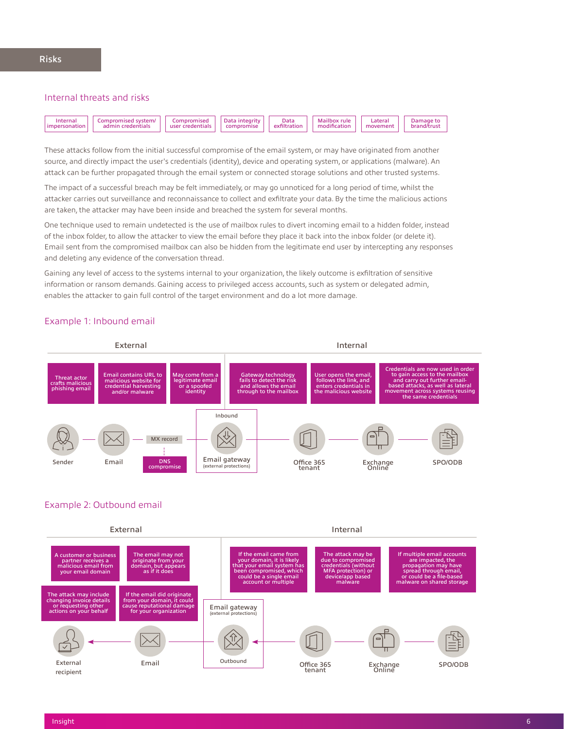# Risks

## Internal threats and risks

Internal impersonation | Compromised system/ admin credentials | Compromised user credentials | Data integrity compromise | Data exfiltration | Mailbox rule modification | Lateral movement | Damage to brand/trust

These attacks follow from the initial successful compromise of the email system, or may have originated from another source, and directly impact the user's credentials (identity), device and operating system, or applications (malware). An attack can be further propagated through the email system or connected storage solutions and other trusted systems.

The impact of a successful breach may be felt immediately, or may go unnoticed for a long period of time, whilst the attacker carries out surveillance and reconnaissance to collect and exfiltrate your data. By the time the malicious actions are taken, the attacker may have been inside and breached the system for several months.

One technique used to remain undetected is the use of mailbox rules to divert incoming email to a hidden folder, instead of the inbox folder, to allow the attacker to view the email before they place it back into the inbox folder (or delete it). Email sent from the compromised mailbox can also be hidden from the legitimate end user by intercepting any responses and deleting any evidence of the conversation thread.

Gaining any level of access to the systems internal to your organization, the likely outcome is exfiltration of sensitive information or ransom demands. Gaining access to privileged access accounts, such as system or delegated admin, enables the attacker to gain full control of the target environment and do a lot more damage.

## Example 1: Inbound email

**External**

- Threat actor crafts malicious phishing email
- Email contains URL to malicious website for credential harvesting and/or malware
- May come from a legitimate email or a spoofed identity

**Internal**

- Gateway technology fails to detect the risk and allows the email through to the mailbox
- User opens the email, follows the link, and enters credentials in the malicious website
- Credentials are now used in order to gain access to the mailbox and carry out further email-based attacks, as well as lateral movement across systems reusing the same credentials

Sender — Email — MX record (DNS compromise) — Inbound Email gateway (external protections) — Office 365 tenant — Exchange Online — SPO/ODB

## Example 2: Outbound email

**External**

- A customer or business partner receives a malicious email from your email domain
- The email may not originate from your domain, but appears as if it does
- The attack may include changing invoice details or requesting other actions on your behalf
- If the email did originate from your domain, it could cause reputational damage for your organization

**Internal**

- If the email came from your domain, it is likely that your email system has been compromised, which could be a single email account or multiple
- The attack may be due to compromised credentials (without MFA protection) or device/app based malware
- If multiple email accounts are impacted, the propagation may have spread through email, or could be a file-based malware on shared storage

External recipient — Email — Email gateway (external protections) Outbound — Office 365 tenant — Exchange Online — SPO/ODB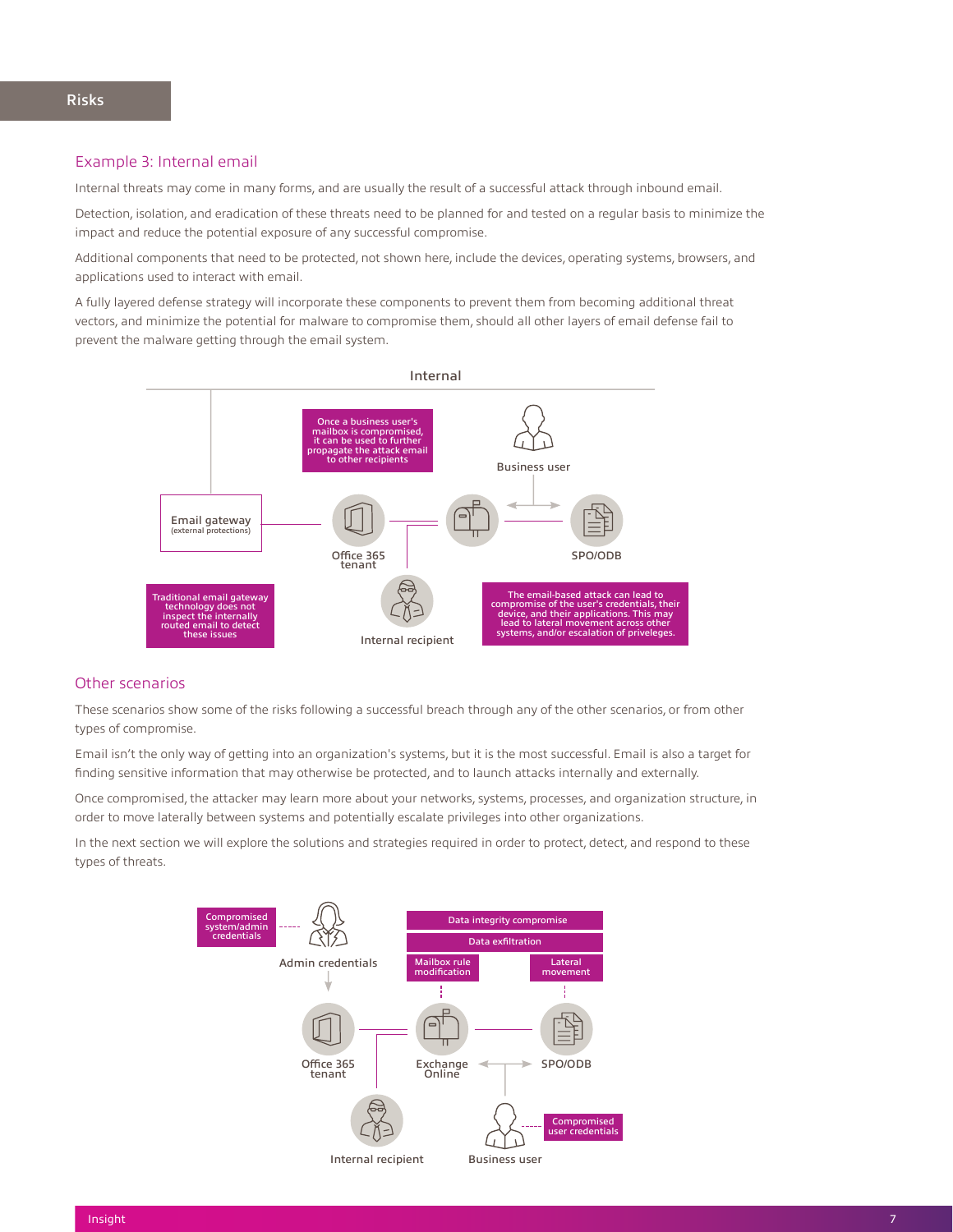## Risks

### Example 3: Internal email

Internal threats may come in many forms, and are usually the result of a successful attack through inbound email.

Detection, isolation, and eradication of these threats need to be planned for and tested on a regular basis to minimize the impact and reduce the potential exposure of any successful compromise.

Additional components that need to be protected, not shown here, include the devices, operating systems, browsers, and applications used to interact with email.

A fully layered defense strategy will incorporate these components to prevent them from becoming additional threat vectors, and minimize the potential for malware to compromise them, should all other layers of email defense fail to prevent the malware getting through the email system.

Internal

Once a business user's mailbox is compromised, it can be used to further propagate the attack email to other recipients

Business user

Email gateway (external protections)

Office 365 tenant

SPO/ODB

Traditional email gateway technology does not inspect the internally routed email to detect these issues

Internal recipient

The email-based attack can lead to compromise of the user's credentials, their device, and their applications. This may lead to lateral movement across other systems, and/or escalation of priveleges.

### Other scenarios

These scenarios show some of the risks following a successful breach through any of the other scenarios, or from other types of compromise.

Email isn't the only way of getting into an organization's systems, but it is the most successful. Email is also a target for finding sensitive information that may otherwise be protected, and to launch attacks internally and externally.

Once compromised, the attacker may learn more about your networks, systems, processes, and organization structure, in order to move laterally between systems and potentially escalate privileges into other organizations.

In the next section we will explore the solutions and strategies required in order to protect, detect, and respond to these types of threats.

Compromised system/admin credentials

Admin credentials

Data integrity compromise

Data exfiltration

Mailbox rule modification

Lateral movement

Office 365 tenant

Exchange Online

SPO/ODB

Internal recipient

Business user

Compromised user credentials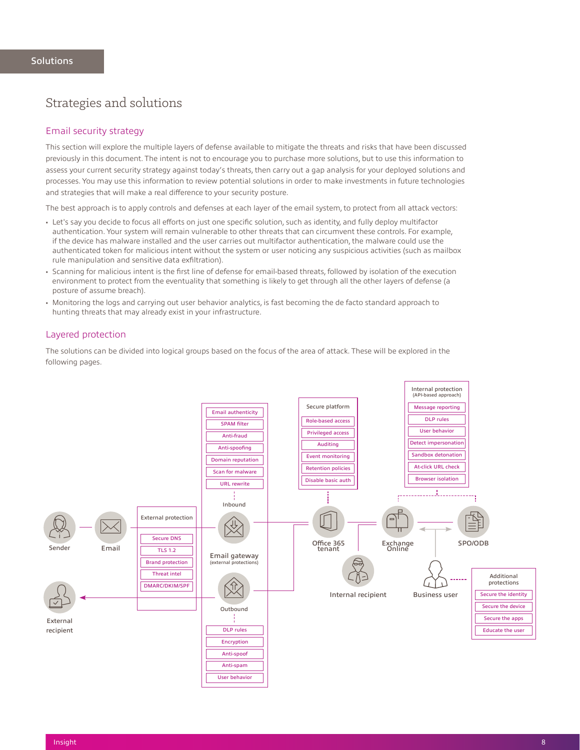# Strategies and solutions

## Email security strategy

This section will explore the multiple layers of defense available to mitigate the threats and risks that have been discussed previously in this document. The intent is not to encourage you to purchase more solutions, but to use this information to assess your current security strategy against today's threats, then carry out a gap analysis for your deployed solutions and processes. You may use this information to review potential solutions in order to make investments in future technologies and strategies that will make a real difference to your security posture.

The best approach is to apply controls and defenses at each layer of the email system, to protect from all attack vectors:

- Let's say you decide to focus all efforts on just one specific solution, such as identity, and fully deploy multifactor authentication. Your system will remain vulnerable to other threats that can circumvent these controls. For example, if the device has malware installed and the user carries out multifactor authentication, the malware could use the authenticated token for malicious intent without the system or user noticing any suspicious activities (such as mailbox rule manipulation and sensitive data exfiltration).
- Scanning for malicious intent is the first line of defense for email-based threats, followed by isolation of the execution environment to protect from the eventuality that something is likely to get through all the other layers of defense (a posture of assume breach).
- Monitoring the logs and carrying out user behavior analytics, is fast becoming the de facto standard approach to hunting threats that may already exist in your infrastructure.

## Layered protection

The solutions can be divided into logical groups based on the focus of the area of attack. These will be explored in the following pages.

Sender → Email → External protection (Secure DNS, TLS 1.2, Brand protection, Threat intel, DMARC/DKIM/SPF) → Email gateway (external protections)

Inbound: Email authenticity, SPAM filter, Anti-fraud, Anti-spoofing, Domain reputation, Scan for malware, URL rewrite

Outbound: DLP rules, Encryption, Anti-spoof, Anti-spam, User behavior

External recipient

Secure platform: Role-based access, Privileged access, Auditing, Event monitoring, Retention policies, Disable basic auth

Office 365 tenant — Internal recipient

Exchange Online — SPO/ODB — Business user

Internal protection (API-based approach): Message reporting, DLP rules, User behavior, Detect impersonation, Sandbox detonation, At-click URL check, Browser isolation

Additional protections: Secure the identity, Secure the device, Secure the apps, Educate the user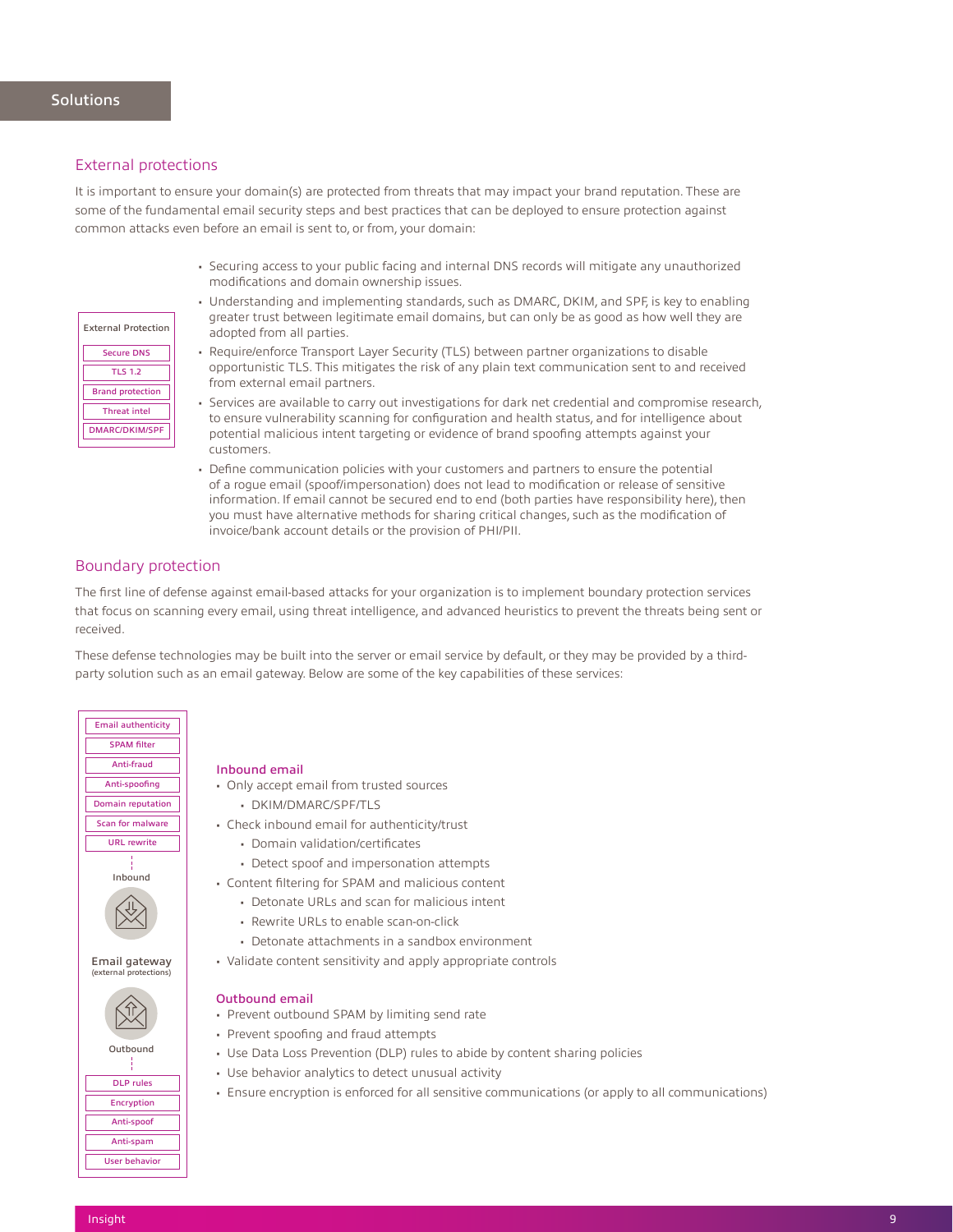## Solutions

### External protections

It is important to ensure your domain(s) are protected from threats that may impact your brand reputation. These are some of the fundamental email security steps and best practices that can be deployed to ensure protection against common attacks even before an email is sent to, or from, your domain:

External Protection
- Secure DNS
- TLS 1.2
- Brand protection
- Threat intel
- DMARC/DKIM/SPF

- Securing access to your public facing and internal DNS records will mitigate any unauthorized modifications and domain ownership issues.
- Understanding and implementing standards, such as DMARC, DKIM, and SPF, is key to enabling greater trust between legitimate email domains, but can only be as good as how well they are adopted from all parties.
- Require/enforce Transport Layer Security (TLS) between partner organizations to disable opportunistic TLS. This mitigates the risk of any plain text communication sent to and received from external email partners.
- Services are available to carry out investigations for dark net credential and compromise research, to ensure vulnerability scanning for configuration and health status, and for intelligence about potential malicious intent targeting or evidence of brand spoofing attempts against your customers.
- Define communication policies with your customers and partners to ensure the potential of a rogue email (spoof/impersonation) does not lead to modification or release of sensitive information. If email cannot be secured end to end (both parties have responsibility here), then you must have alternative methods for sharing critical changes, such as the modification of invoice/bank account details or the provision of PHI/PII.

### Boundary protection

The first line of defense against email-based attacks for your organization is to implement boundary protection services that focus on scanning every email, using threat intelligence, and advanced heuristics to prevent the threats being sent or received.

These defense technologies may be built into the server or email service by default, or they may be provided by a third-party solution such as an email gateway. Below are some of the key capabilities of these services:

- Email authenticity
- SPAM filter
- Anti-fraud
- Anti-spoofing
- Domain reputation
- Scan for malware
- URL rewrite

Inbound

Email gateway
(external protections)

Outbound

- DLP rules
- Encryption
- Anti-spoof
- Anti-spam
- User behavior

#### Inbound email

- Only accept email from trusted sources
  - DKIM/DMARC/SPF/TLS
- Check inbound email for authenticity/trust
  - Domain validation/certificates
  - Detect spoof and impersonation attempts
- Content filtering for SPAM and malicious content
  - Detonate URLs and scan for malicious intent
  - Rewrite URLs to enable scan-on-click
  - Detonate attachments in a sandbox environment
- Validate content sensitivity and apply appropriate controls

#### Outbound email

- Prevent outbound SPAM by limiting send rate
- Prevent spoofing and fraud attempts
- Use Data Loss Prevention (DLP) rules to abide by content sharing policies
- Use behavior analytics to detect unusual activity
- Ensure encryption is enforced for all sensitive communications (or apply to all communications)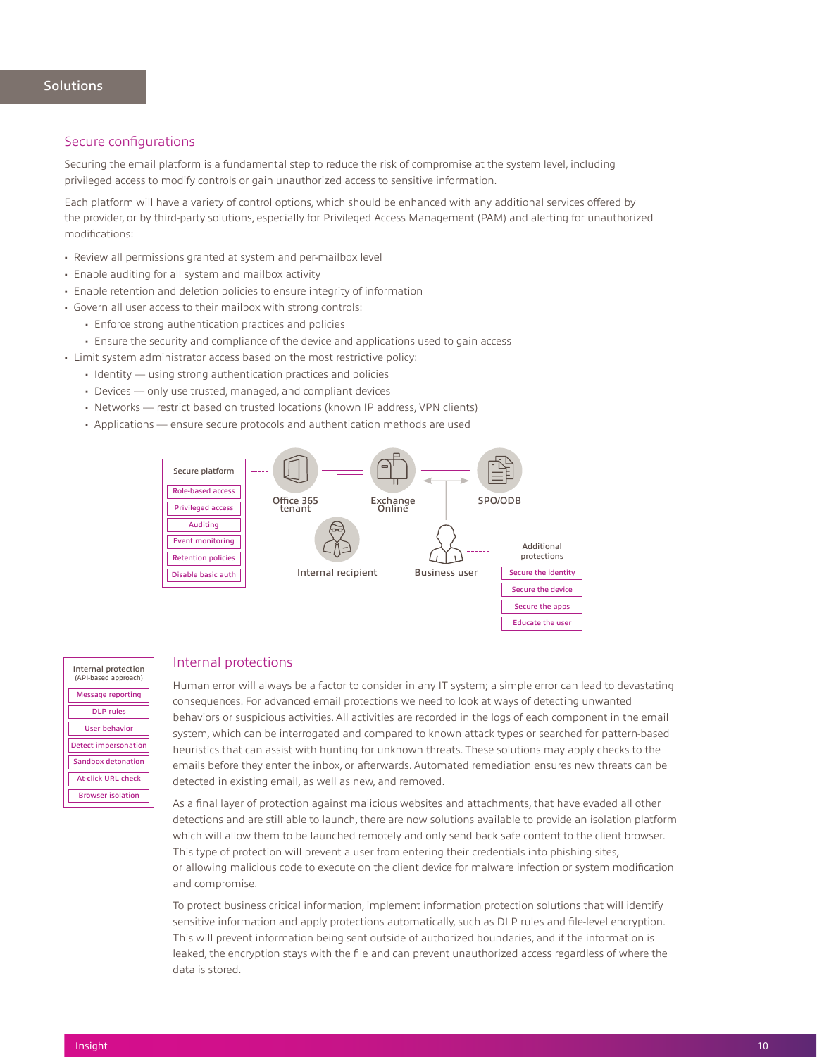## Solutions

### Secure configurations

Securing the email platform is a fundamental step to reduce the risk of compromise at the system level, including privileged access to modify controls or gain unauthorized access to sensitive information.

Each platform will have a variety of control options, which should be enhanced with any additional services offered by the provider, or by third-party solutions, especially for Privileged Access Management (PAM) and alerting for unauthorized modifications:

- Review all permissions granted at system and per-mailbox level
- Enable auditing for all system and mailbox activity
- Enable retention and deletion policies to ensure integrity of information
- Govern all user access to their mailbox with strong controls:
  - Enforce strong authentication practices and policies
  - Ensure the security and compliance of the device and applications used to gain access
- Limit system administrator access based on the most restrictive policy:
  - Identity — using strong authentication practices and policies
  - Devices — only use trusted, managed, and compliant devices
  - Networks — restrict based on trusted locations (known IP address, VPN clients)
  - Applications — ensure secure protocols and authentication methods are used

Secure platform: Role-based access, Privileged access, Auditing, Event monitoring, Retention policies, Disable basic auth

Office 365 tenant — Exchange Online — SPO/ODB

Internal recipient — Business user

Additional protections: Secure the identity, Secure the device, Secure the apps, Educate the user

Internal protection (API-based approach): Message reporting, DLP rules, User behavior, Detect impersonation, Sandbox detonation, At-click URL check, Browser isolation

### Internal protections

Human error will always be a factor to consider in any IT system; a simple error can lead to devastating consequences. For advanced email protections we need to look at ways of detecting unwanted behaviors or suspicious activities. All activities are recorded in the logs of each component in the email system, which can be interrogated and compared to known attack types or searched for pattern-based heuristics that can assist with hunting for unknown threats. These solutions may apply checks to the emails before they enter the inbox, or afterwards. Automated remediation ensures new threats can be detected in existing email, as well as new, and removed.

As a final layer of protection against malicious websites and attachments, that have evaded all other detections and are still able to launch, there are now solutions available to provide an isolation platform which will allow them to be launched remotely and only send back safe content to the client browser. This type of protection will prevent a user from entering their credentials into phishing sites, or allowing malicious code to execute on the client device for malware infection or system modification and compromise.

To protect business critical information, implement information protection solutions that will identify sensitive information and apply protections automatically, such as DLP rules and file-level encryption. This will prevent information being sent outside of authorized boundaries, and if the information is leaked, the encryption stays with the file and can prevent unauthorized access regardless of where the data is stored.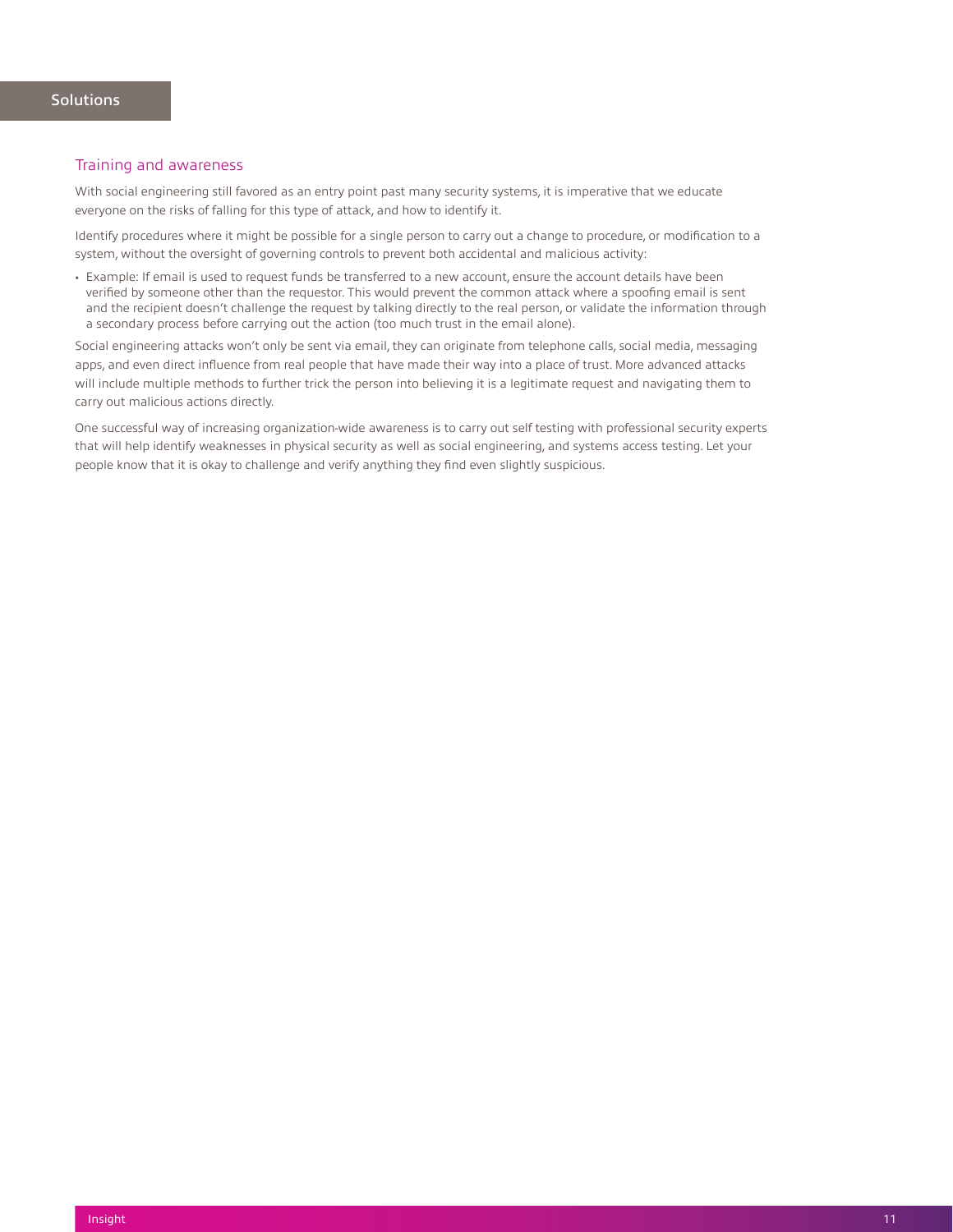## Solutions

### Training and awareness

With social engineering still favored as an entry point past many security systems, it is imperative that we educate everyone on the risks of falling for this type of attack, and how to identify it.

Identify procedures where it might be possible for a single person to carry out a change to procedure, or modification to a system, without the oversight of governing controls to prevent both accidental and malicious activity:

- Example: If email is used to request funds be transferred to a new account, ensure the account details have been verified by someone other than the requestor. This would prevent the common attack where a spoofing email is sent and the recipient doesn't challenge the request by talking directly to the real person, or validate the information through a secondary process before carrying out the action (too much trust in the email alone).

Social engineering attacks won't only be sent via email, they can originate from telephone calls, social media, messaging apps, and even direct influence from real people that have made their way into a place of trust. More advanced attacks will include multiple methods to further trick the person into believing it is a legitimate request and navigating them to carry out malicious actions directly.

One successful way of increasing organization-wide awareness is to carry out self testing with professional security experts that will help identify weaknesses in physical security as well as social engineering, and systems access testing. Let your people know that it is okay to challenge and verify anything they find even slightly suspicious.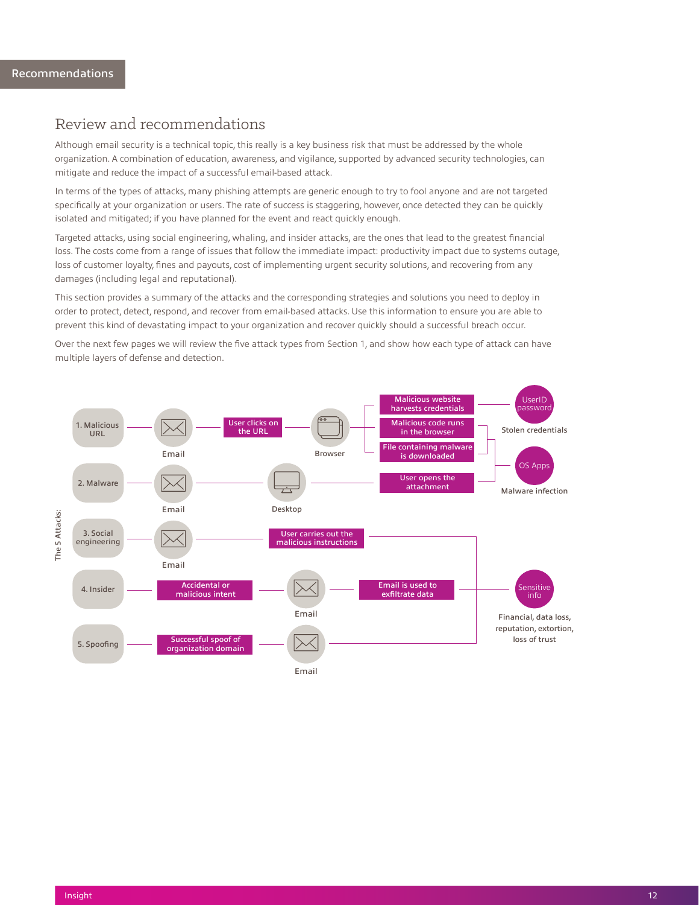# Recommendations

## Review and recommendations

Although email security is a technical topic, this really is a key business risk that must be addressed by the whole organization. A combination of education, awareness, and vigilance, supported by advanced security technologies, can mitigate and reduce the impact of a successful email-based attack.

In terms of the types of attacks, many phishing attempts are generic enough to try to fool anyone and are not targeted specifically at your organization or users. The rate of success is staggering, however, once detected they can be quickly isolated and mitigated; if you have planned for the event and react quickly enough.

Targeted attacks, using social engineering, whaling, and insider attacks, are the ones that lead to the greatest financial loss. The costs come from a range of issues that follow the immediate impact: productivity impact due to systems outage, loss of customer loyalty, fines and payouts, cost of implementing urgent security solutions, and recovering from any damages (including legal and reputational).

This section provides a summary of the attacks and the corresponding strategies and solutions you need to deploy in order to protect, detect, respond, and recover from email-based attacks. Use this information to ensure you are able to prevent this kind of devastating impact to your organization and recover quickly should a successful breach occur.

Over the next few pages we will review the five attack types from Section 1, and show how each type of attack can have multiple layers of defense and detection.

The 5 Attacks:

1. Malicious URL — Email — User clicks on the URL — Browser — Malicious website harvests credentials → UserID password (Stolen credentials); Malicious code runs in the browser / File containing malware is downloaded → OS Apps (Malware infection)
2. Malware — Email — Desktop — User opens the attachment → OS Apps (Malware infection)
3. Social engineering — Email — User carries out the malicious instructions → Sensitive info
4. Insider — Accidental or malicious intent — Email — Email is used to exfiltrate data → Sensitive info
5. Spoofing — Successful spoof of organization domain — Email → Sensitive info

Sensitive info: Financial, data loss, reputation, extortion, loss of trust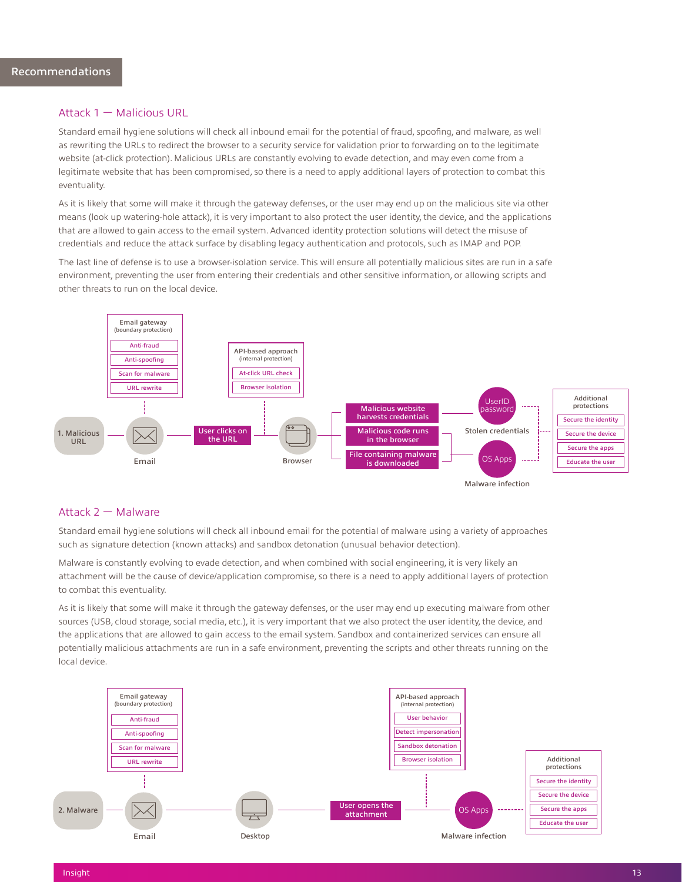## Recommendations

### Attack 1 — Malicious URL

Standard email hygiene solutions will check all inbound email for the potential of fraud, spoofing, and malware, as well as rewriting the URLs to redirect the browser to a security service for validation prior to forwarding on to the legitimate website (at-click protection). Malicious URLs are constantly evolving to evade detection, and may even come from a legitimate website that has been compromised, so there is a need to apply additional layers of protection to combat this eventuality.

As it is likely that some will make it through the gateway defenses, or the user may end up on the malicious site via other means (look up watering-hole attack), it is very important to also protect the user identity, the device, and the applications that are allowed to gain access to the email system. Advanced identity protection solutions will detect the misuse of credentials and reduce the attack surface by disabling legacy authentication and protocols, such as IMAP and POP.

The last line of defense is to use a browser-isolation service. This will ensure all potentially malicious sites are run in a safe environment, preventing the user from entering their credentials and other sensitive information, or allowing scripts and other threats to run on the local device.

Email gateway (boundary protection): Anti-fraud, Anti-spoofing, Scan for malware, URL rewrite

API-based approach (internal protection): At-click URL check, Browser isolation

1. Malicious URL → Email → User clicks on the URL → Browser → Malicious website harvests credentials / Malicious code runs in the browser / File containing malware is downloaded → UserID password (Stolen credentials) / OS Apps (Malware infection)

Additional protections: Secure the identity, Secure the device, Secure the apps, Educate the user

### Attack 2 — Malware

Standard email hygiene solutions will check all inbound email for the potential of malware using a variety of approaches such as signature detection (known attacks) and sandbox detonation (unusual behavior detection).

Malware is constantly evolving to evade detection, and when combined with social engineering, it is very likely an attachment will be the cause of device/application compromise, so there is a need to apply additional layers of protection to combat this eventuality.

As it is likely that some will make it through the gateway defenses, or the user may end up executing malware from other sources (USB, cloud storage, social media, etc.), it is very important that we also protect the user identity, the device, and the applications that are allowed to gain access to the email system. Sandbox and containerized services can ensure all potentially malicious attachments are run in a safe environment, preventing the scripts and other threats running on the local device.

Email gateway (boundary protection): Anti-fraud, Anti-spoofing, Scan for malware, URL rewrite

API-based approach (internal protection): User behavior, Detect impersonation, Sandbox detonation, Browser isolation

2. Malware → Email → Desktop → User opens the attachment → OS Apps (Malware infection)

Additional protections: Secure the identity, Secure the device, Secure the apps, Educate the user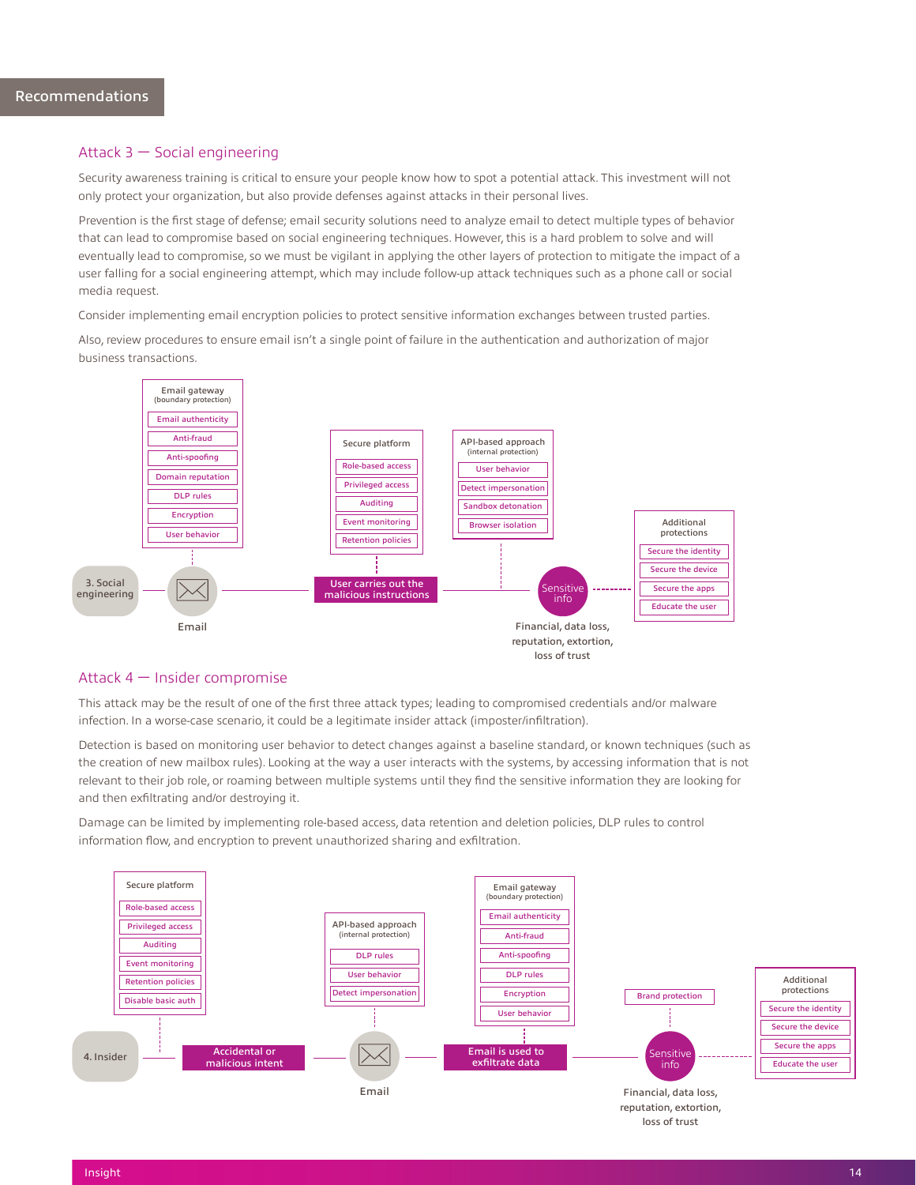## Recommendations

### Attack 3 — Social engineering

Security awareness training is critical to ensure your people know how to spot a potential attack. This investment will not only protect your organization, but also provide defenses against attacks in their personal lives.

Prevention is the first stage of defense; email security solutions need to analyze email to detect multiple types of behavior that can lead to compromise based on social engineering techniques. However, this is a hard problem to solve and will eventually lead to compromise, so we must be vigilant in applying the other layers of protection to mitigate the impact of a user falling for a social engineering attempt, which may include follow-up attack techniques such as a phone call or social media request.

Consider implementing email encryption policies to protect sensitive information exchanges between trusted parties.

Also, review procedures to ensure email isn't a single point of failure in the authentication and authorization of major business transactions.

Email gateway (boundary protection)
- Email authenticity
- Anti-fraud
- Anti-spoofing
- Domain reputation
- DLP rules
- Encryption
- User behavior

Secure platform
- Role-based access
- Privileged access
- Auditing
- Event monitoring
- Retention policies

API-based approach (internal protection)
- User behavior
- Detect impersonation
- Sandbox detonation
- Browser isolation

Additional protections
- Secure the identity
- Secure the device
- Secure the apps
- Educate the user

3. Social engineering → Email → User carries out the malicious instructions → Sensitive info

Financial, data loss, reputation, extortion, loss of trust

### Attack 4 — Insider compromise

This attack may be the result of one of the first three attack types; leading to compromised credentials and/or malware infection. In a worse-case scenario, it could be a legitimate insider attack (imposter/infiltration).

Detection is based on monitoring user behavior to detect changes against a baseline standard, or known techniques (such as the creation of new mailbox rules). Looking at the way a user interacts with the systems, by accessing information that is not relevant to their job role, or roaming between multiple systems until they find the sensitive information they are looking for and then exfiltrating and/or destroying it.

Damage can be limited by implementing role-based access, data retention and deletion policies, DLP rules to control information flow, and encryption to prevent unauthorized sharing and exfiltration.

Secure platform
- Role-based access
- Privileged access
- Auditing
- Event monitoring
- Retention policies
- Disable basic auth

API-based approach (internal protection)
- DLP rules
- User behavior
- Detect impersonation

Email gateway (boundary protection)
- Email authenticity
- Anti-fraud
- Anti-spoofing
- DLP rules
- Encryption
- User behavior

Brand protection

Additional protections
- Secure the identity
- Secure the device
- Secure the apps
- Educate the user

4. Insider → Accidental or malicious intent → Email → Email is used to exfiltrate data → Sensitive info

Financial, data loss, reputation, extortion, loss of trust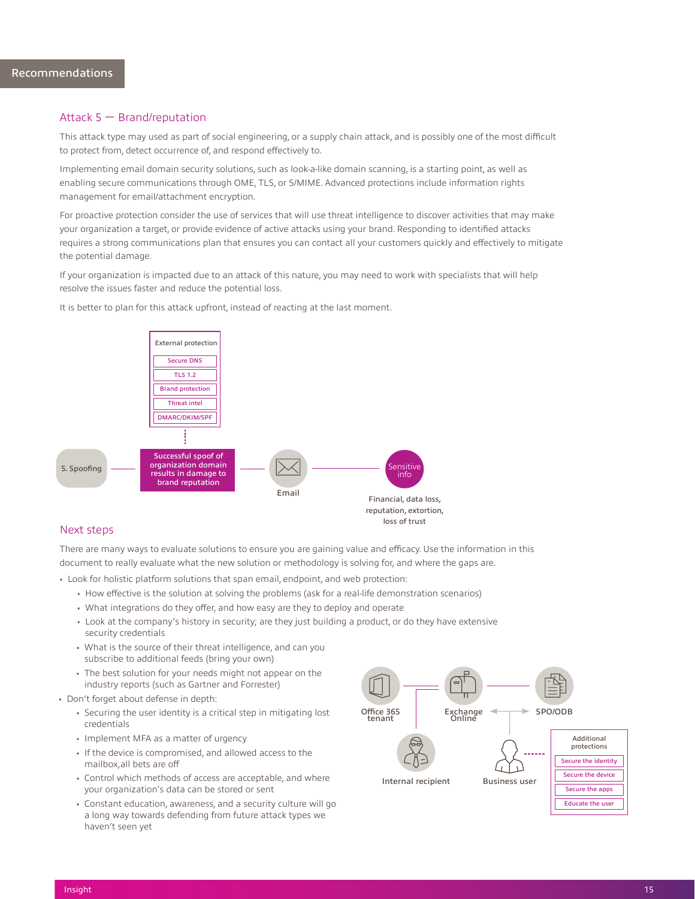## Recommendations

### Attack 5 — Brand/reputation

This attack type may used as part of social engineering, or a supply chain attack, and is possibly one of the most difficult to protect from, detect occurrence of, and respond effectively to.

Implementing email domain security solutions, such as look-a-like domain scanning, is a starting point, as well as enabling secure communications through OME, TLS, or S/MIME. Advanced protections include information rights management for email/attachment encryption.

For proactive protection consider the use of services that will use threat intelligence to discover activities that may make your organization a target, or provide evidence of active attacks using your brand. Responding to identified attacks requires a strong communications plan that ensures you can contact all your customers quickly and effectively to mitigate the potential damage.

If your organization is impacted due to an attack of this nature, you may need to work with specialists that will help resolve the issues faster and reduce the potential loss.

It is better to plan for this attack upfront, instead of reacting at the last moment.

External protection
- Secure DNS
- TLS 1.2
- Brand protection
- Threat intel
- DMARC/DKIM/SPF

5. Spoofing — Successful spoof of organization domain results in damage to brand reputation — Email — Sensitive info

Financial, data loss, reputation, extortion, loss of trust

### Next steps

There are many ways to evaluate solutions to ensure you are gaining value and efficacy. Use the information in this document to really evaluate what the new solution or methodology is solving for, and where the gaps are.

- Look for holistic platform solutions that span email, endpoint, and web protection:
  - How effective is the solution at solving the problems (ask for a real-life demonstration scenarios)
  - What integrations do they offer, and how easy are they to deploy and operate
  - Look at the company's history in security; are they just building a product, or do they have extensive security credentials
  - What is the source of their threat intelligence, and can you subscribe to additional feeds (bring your own)
  - The best solution for your needs might not appear on the industry reports (such as Gartner and Forrester)
- Don't forget about defense in depth:
  - Securing the user identity is a critical step in mitigating lost credentials
  - Implement MFA as a matter of urgency
  - If the device is compromised, and allowed access to the mailbox,all bets are off
  - Control which methods of access are acceptable, and where your organization's data can be stored or sent
  - Constant education, awareness, and a security culture will go a long way towards defending from future attack types we haven't seen yet

Office 365 tenant — Exchange Online — SPO/ODB

Internal recipient — Business user

Additional protections
- Secure the identity
- Secure the device
- Secure the apps
- Educate the user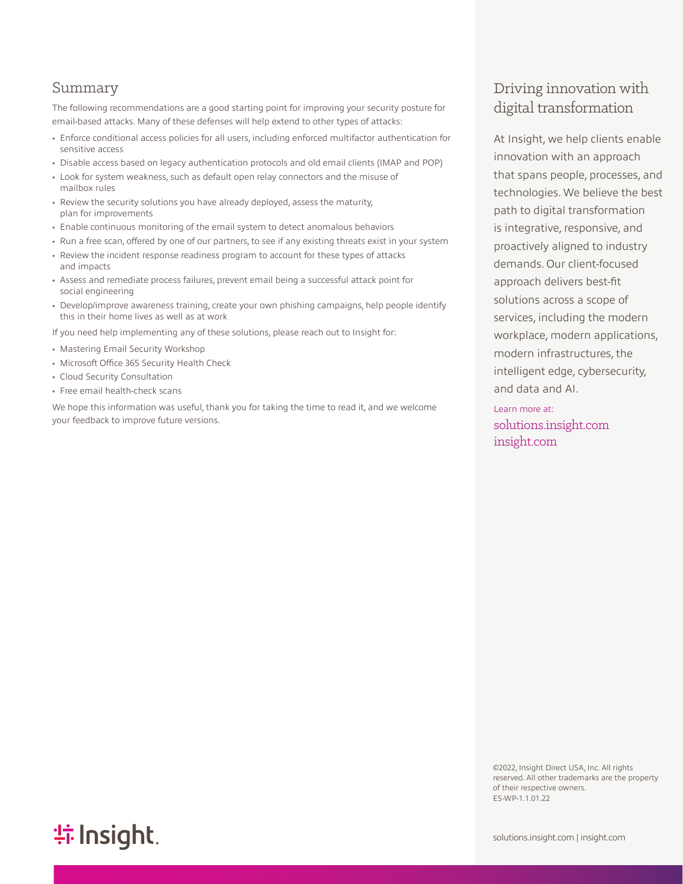## Summary

The following recommendations are a good starting point for improving your security posture for email-based attacks. Many of these defenses will help extend to other types of attacks:

- Enforce conditional access policies for all users, including enforced multifactor authentication for sensitive access
- Disable access based on legacy authentication protocols and old email clients (IMAP and POP)
- Look for system weakness, such as default open relay connectors and the misuse of mailbox rules
- Review the security solutions you have already deployed, assess the maturity, plan for improvements
- Enable continuous monitoring of the email system to detect anomalous behaviors
- Run a free scan, offered by one of our partners, to see if any existing threats exist in your system
- Review the incident response readiness program to account for these types of attacks and impacts
- Assess and remediate process failures, prevent email being a successful attack point for social engineering
- Develop/improve awareness training, create your own phishing campaigns, help people identify this in their home lives as well as at work

If you need help implementing any of these solutions, please reach out to Insight for:

- Mastering Email Security Workshop
- Microsoft Office 365 Security Health Check
- Cloud Security Consultation
- Free email health-check scans

We hope this information was useful, thank you for taking the time to read it, and we welcome your feedback to improve future versions.

## Driving innovation with digital transformation

At Insight, we help clients enable innovation with an approach that spans people, processes, and technologies. We believe the best path to digital transformation is integrative, responsive, and proactively aligned to industry demands. Our client-focused approach delivers best-fit solutions across a scope of services, including the modern workplace, modern applications, modern infrastructures, the intelligent edge, cybersecurity, and data and AI.

Learn more at:
solutions.insight.com
insight.com

©2022, Insight Direct USA, Inc. All rights reserved. All other trademarks are the property of their respective owners.
ES-WP-1.1.01.22

Insight.

solutions.insight.com | insight.com